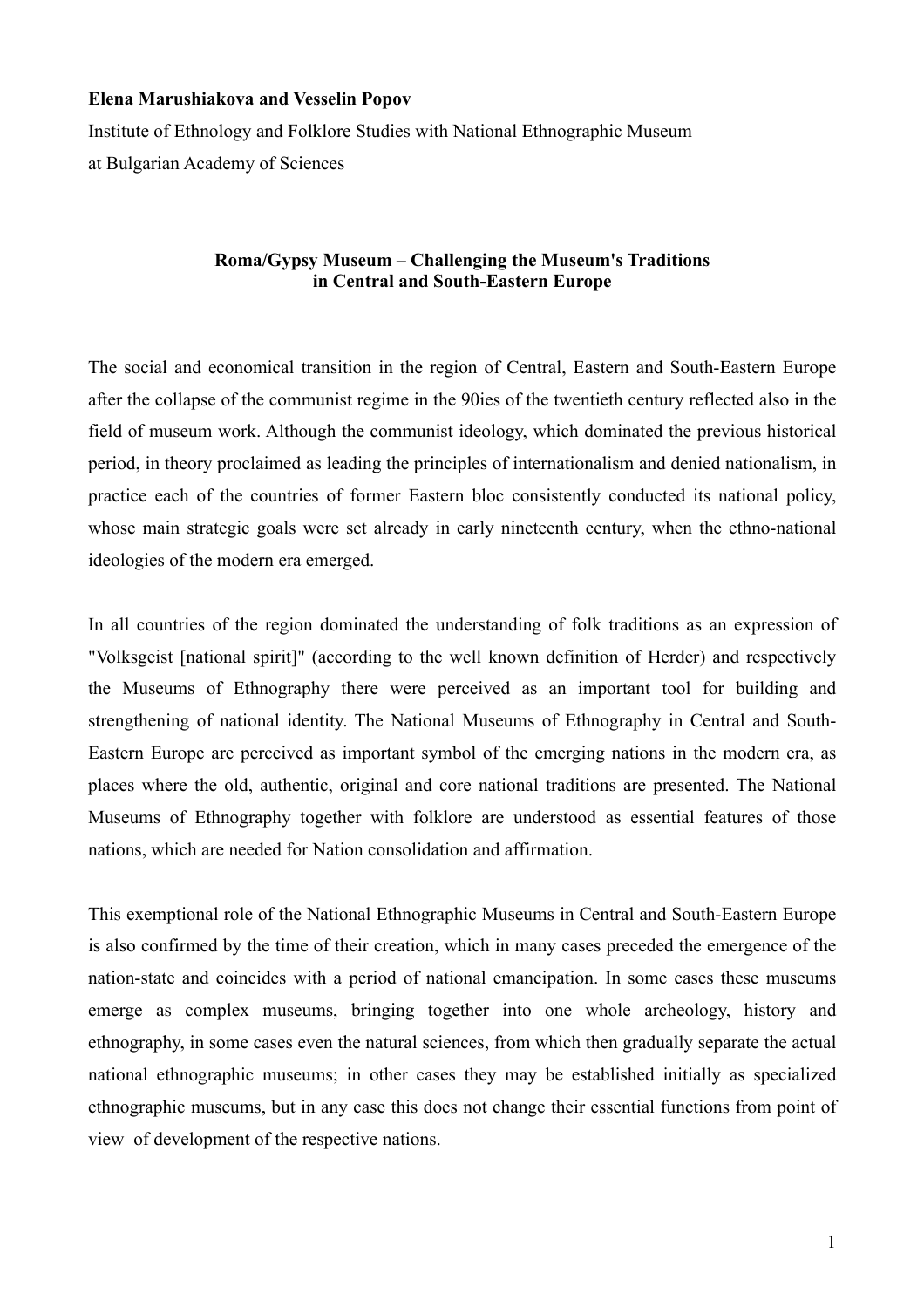**Elena Marushiakova and Vesselin Popov**

Institute of Ethnology and Folklore Studies with National Ethnographic Museum
at Bulgarian Academy of Sciences

# Roma/Gypsy Museum – Challenging the Museum's Traditions in Central and South-Eastern Europe

The social and economical transition in the region of Central, Eastern and South-Eastern Europe after the collapse of the communist regime in the 90ies of the twentieth century reflected also in the field of museum work. Although the communist ideology, which dominated the previous historical period, in theory proclaimed as leading the principles of internationalism and denied nationalism, in practice each of the countries of former Eastern bloc consistently conducted its national policy, whose main strategic goals were set already in early nineteenth century, when the ethno-national ideologies of the modern era emerged.

In all countries of the region dominated the understanding of folk traditions as an expression of "Volksgeist [national spirit]" (according to the well known definition of Herder) and respectively the Museums of Ethnography there were perceived as an important tool for building and strengthening of national identity. The National Museums of Ethnography in Central and South-Eastern Europe are perceived as important symbol of the emerging nations in the modern era, as places where the old, authentic, original and core national traditions are presented. The National Museums of Ethnography together with folklore are understood as essential features of those nations, which are needed for Nation consolidation and affirmation.

This exemptional role of the National Ethnographic Museums in Central and South-Eastern Europe is also confirmed by the time of their creation, which in many cases preceded the emergence of the nation-state and coincides with a period of national emancipation. In some cases these museums emerge as complex museums, bringing together into one whole archeology, history and ethnography, in some cases even the natural sciences, from which then gradually separate the actual national ethnographic museums; in other cases they may be established initially as specialized ethnographic museums, but in any case this does not change their essential functions from point of view of development of the respective nations.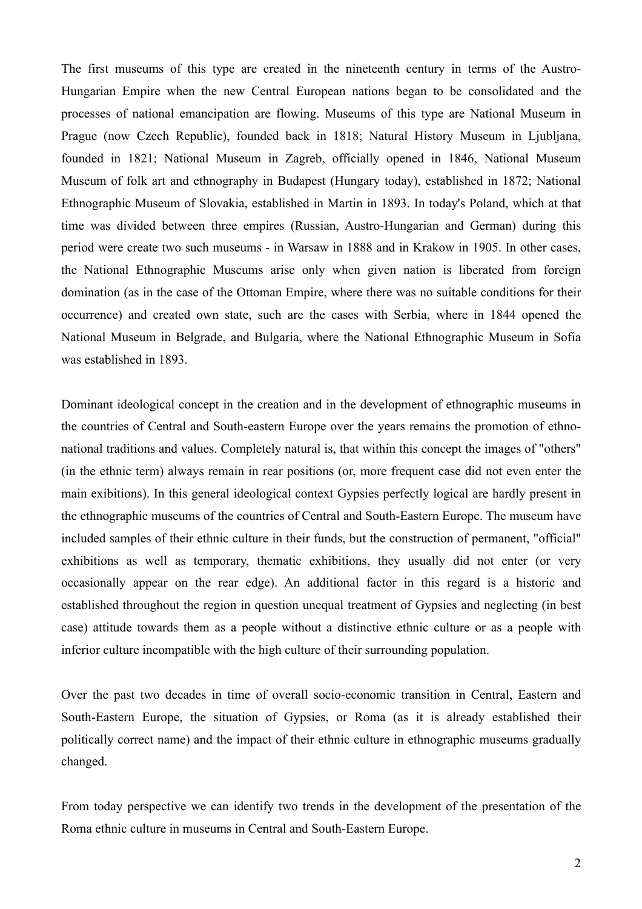The first museums of this type are created in the nineteenth century in terms of the Austro-Hungarian Empire when the new Central European nations began to be consolidated and the processes of national emancipation are flowing. Museums of this type are National Museum in Prague (now Czech Republic), founded back in 1818; Natural History Museum in Ljubljana, founded in 1821; National Museum in Zagreb, officially opened in 1846, National Museum Museum of folk art and ethnography in Budapest (Hungary today), established in 1872; National Ethnographic Museum of Slovakia, established in Martin in 1893. In today's Poland, which at that time was divided between three empires (Russian, Austro-Hungarian and German) during this period were create two such museums - in Warsaw in 1888 and in Krakow in 1905. In other cases, the National Ethnographic Museums arise only when given nation is liberated from foreign domination (as in the case of the Ottoman Empire, where there was no suitable conditions for their occurrence) and created own state, such are the cases with Serbia, where in 1844 opened the National Museum in Belgrade, and Bulgaria, where the National Ethnographic Museum in Sofia was established in 1893.

Dominant ideological concept in the creation and in the development of ethnographic museums in the countries of Central and South-eastern Europe over the years remains the promotion of ethno-national traditions and values. Completely natural is, that within this concept the images of "others" (in the ethnic term) always remain in rear positions (or, more frequent case did not even enter the main exibitions). In this general ideological context Gypsies perfectly logical are hardly present in the ethnographic museums of the countries of Central and South-Eastern Europe. The museum have included samples of their ethnic culture in their funds, but the construction of permanent, "official" exhibitions as well as temporary, thematic exhibitions, they usually did not enter (or very occasionally appear on the rear edge). An additional factor in this regard is a historic and established throughout the region in question unequal treatment of Gypsies and neglecting (in best case) attitude towards them as a people without a distinctive ethnic culture or as a people with inferior culture incompatible with the high culture of their surrounding population.

Over the past two decades in time of overall socio-economic transition in Central, Eastern and South-Eastern Europe, the situation of Gypsies, or Roma (as it is already established their politically correct name) and the impact of their ethnic culture in ethnographic museums gradually changed.

From today perspective we can identify two trends in the development of the presentation of the Roma ethnic culture in museums in Central and South-Eastern Europe.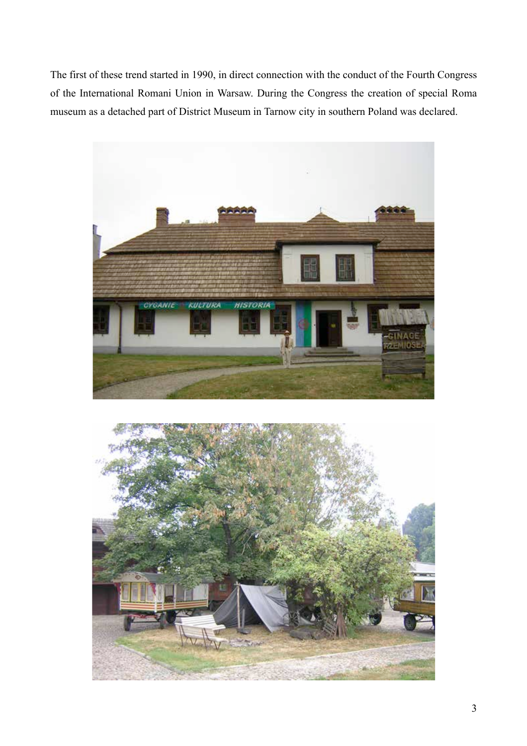The first of these trend started in 1990, in direct connection with the conduct of the Fourth Congress of the International Romani Union in Warsaw. During the Congress the creation of special Roma museum as a detached part of District Museum in Tarnow city in southern Poland was declared.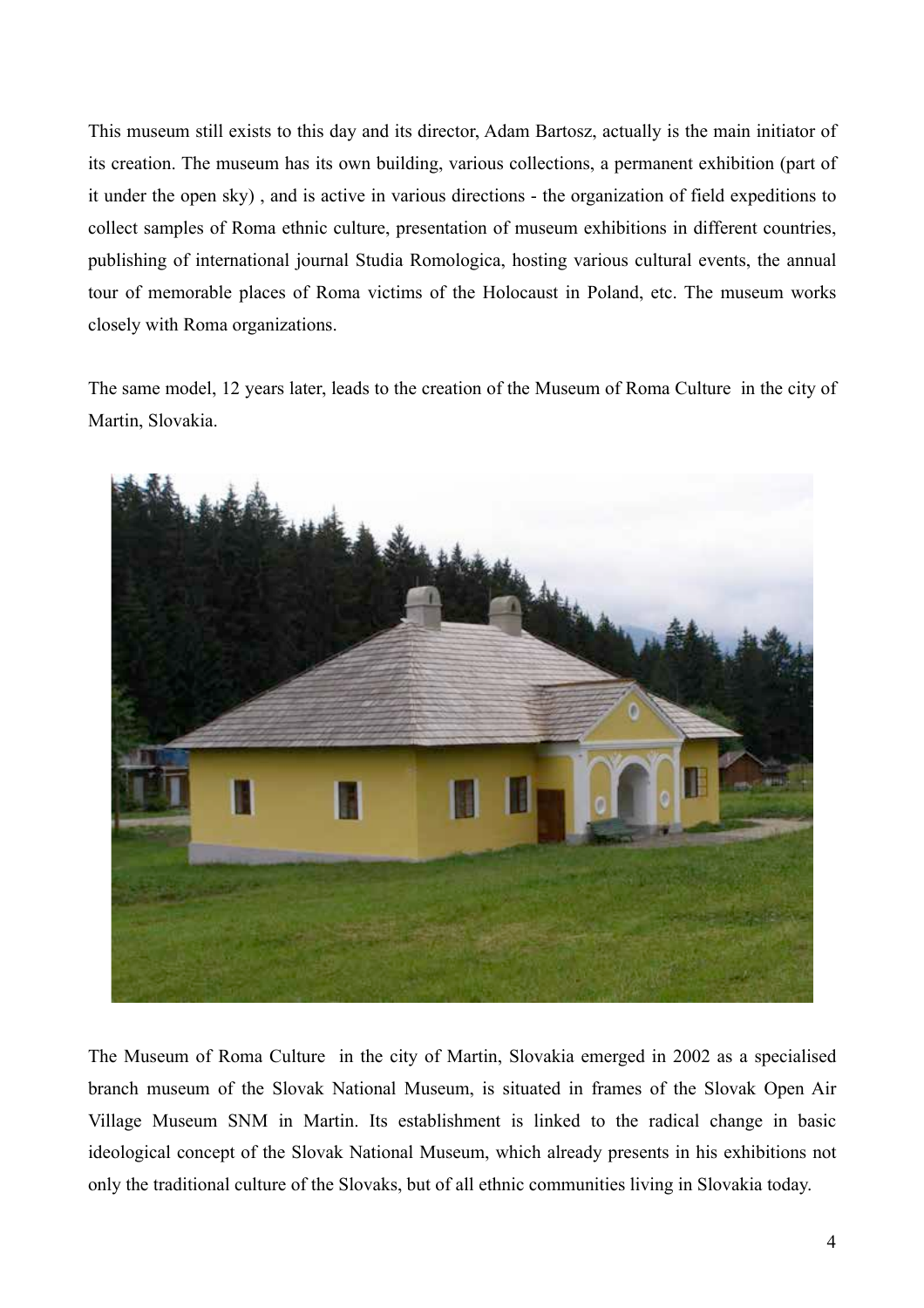This museum still exists to this day and its director, Adam Bartosz, actually is the main initiator of its creation. The museum has its own building, various collections, a permanent exhibition (part of it under the open sky) , and is active in various directions - the organization of field expeditions to collect samples of Roma ethnic culture, presentation of museum exhibitions in different countries, publishing of international journal Studia Romologica, hosting various cultural events, the annual tour of memorable places of Roma victims of the Holocaust in Poland, etc. The museum works closely with Roma organizations.

The same model, 12 years later, leads to the creation of the Museum of Roma Culture in the city of Martin, Slovakia.

The Museum of Roma Culture in the city of Martin, Slovakia emerged in 2002 as a specialised branch museum of the Slovak National Museum, is situated in frames of the Slovak Open Air Village Museum SNM in Martin. Its establishment is linked to the radical change in basic ideological concept of the Slovak National Museum, which already presents in his exhibitions not only the traditional culture of the Slovaks, but of all ethnic communities living in Slovakia today.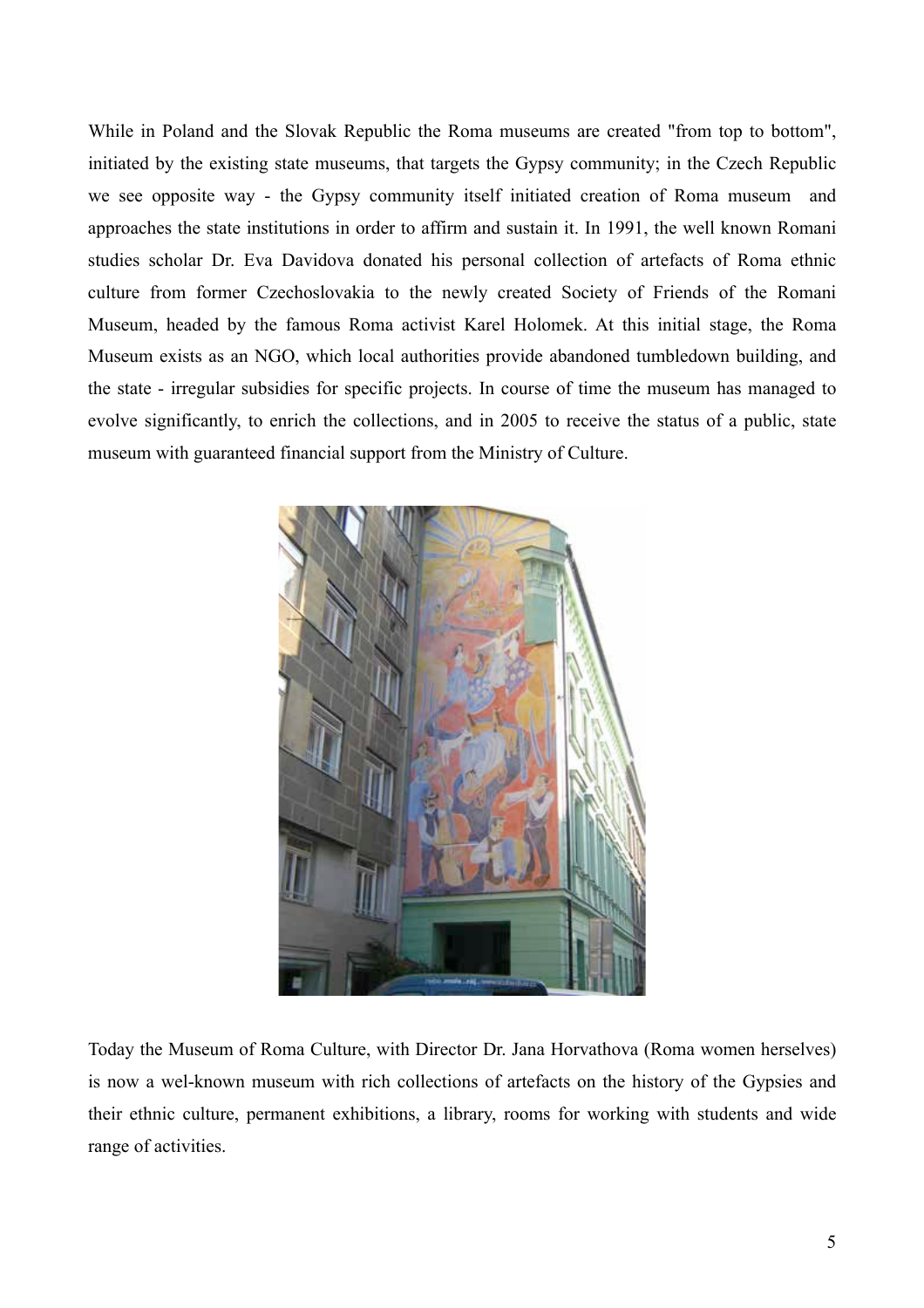While in Poland and the Slovak Republic the Roma museums are created "from top to bottom", initiated by the existing state museums, that targets the Gypsy community; in the Czech Republic we see opposite way - the Gypsy community itself initiated creation of Roma museum  and approaches the state institutions in order to affirm and sustain it. In 1991, the well known Romani studies scholar Dr. Eva Davidova donated his personal collection of artefacts of Roma ethnic culture from former Czechoslovakia to the newly created Society of Friends of the Romani Museum, headed by the famous Roma activist Karel Holomek. At this initial stage, the Roma Museum exists as an NGO, which local authorities provide abandoned tumbledown building, and the state - irregular subsidies for specific projects. In course of time the museum has managed to evolve significantly, to enrich the collections, and in 2005 to receive the status of a public, state museum with guaranteed financial support from the Ministry of Culture.

Today the Museum of Roma Culture, with Director Dr. Jana Horvathova (Roma women herselves) is now a wel-known museum with rich collections of artefacts on the history of the Gypsies and their ethnic culture, permanent exhibitions, a library, rooms for working with students and wide range of activities.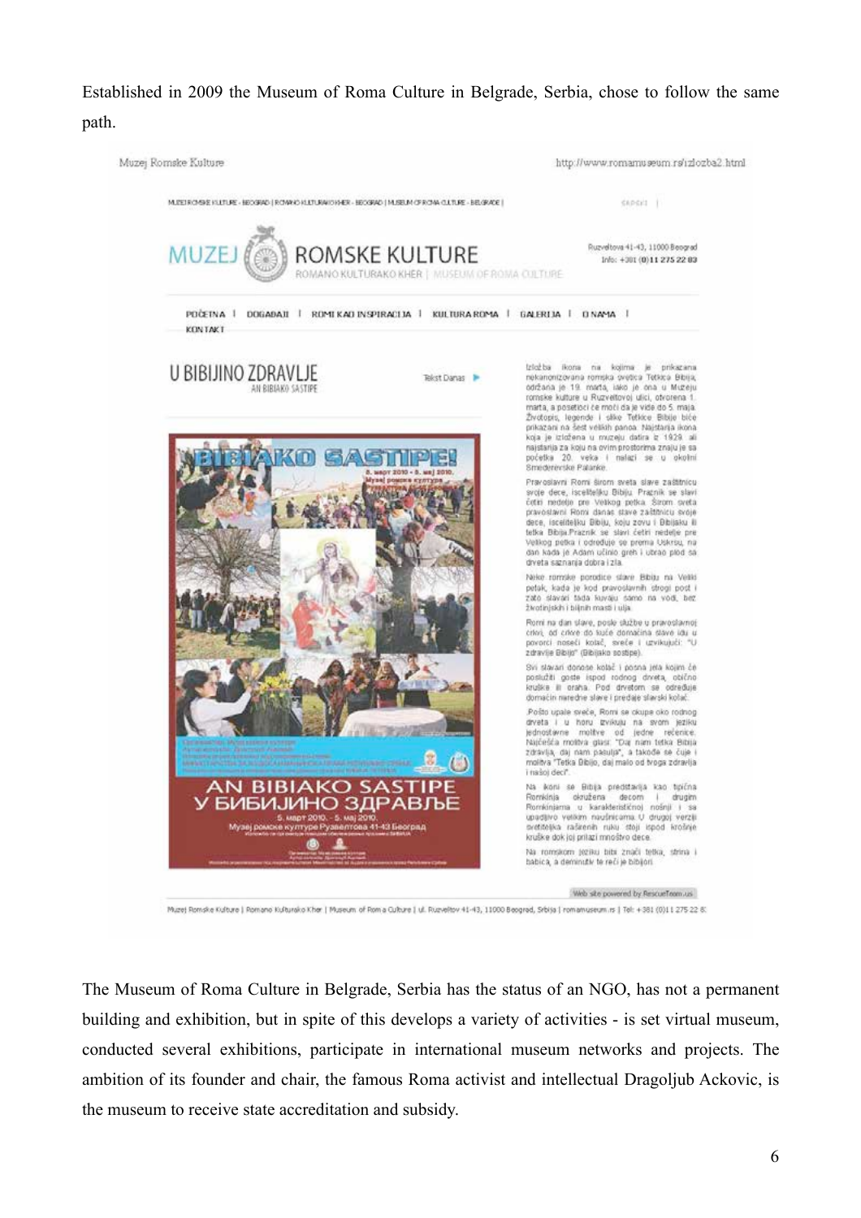Established in 2009 the Museum of Roma Culture in Belgrade, Serbia, chose to follow the same path.

The Museum of Roma Culture in Belgrade, Serbia has the status of an NGO, has not a permanent building and exhibition, but in spite of this develops a variety of activities - is set virtual museum, conducted several exhibitions, participate in international museum networks and projects. The ambition of its founder and chair, the famous Roma activist and intellectual Dragoljub Ackovic, is the museum to receive state accreditation and subsidy.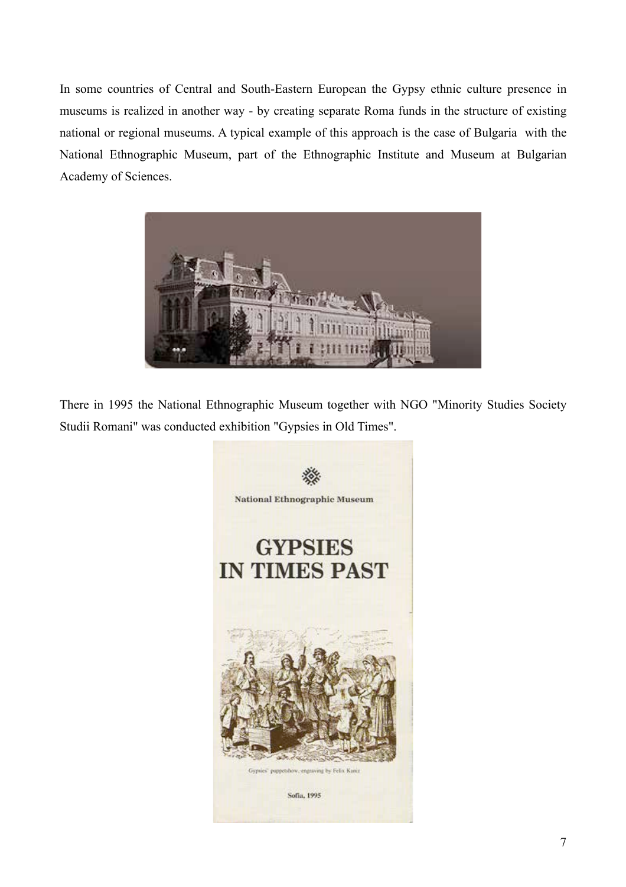In some countries of Central and South-Eastern European the Gypsy ethnic culture presence in museums is realized in another way - by creating separate Roma funds in the structure of existing national or regional museums. A typical example of this approach is the case of Bulgaria with the National Ethnographic Museum, part of the Ethnographic Institute and Museum at Bulgarian Academy of Sciences.

There in 1995 the National Ethnographic Museum together with NGO "Minority Studies Society Studii Romani" was conducted exhibition "Gypsies in Old Times".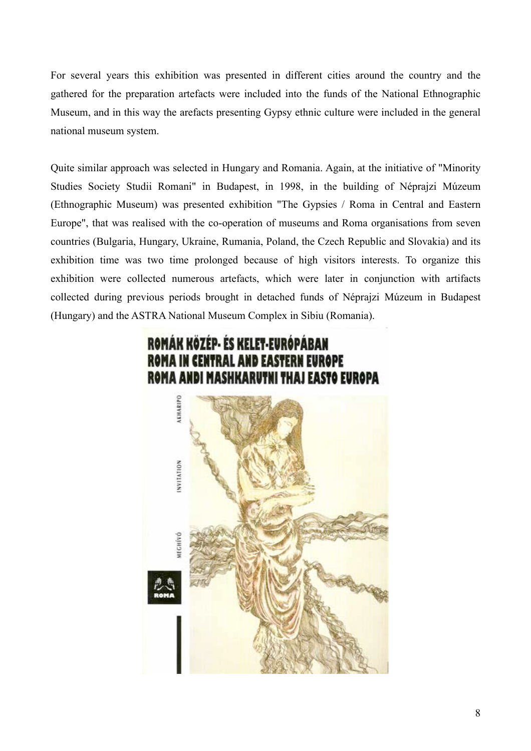For several years this exhibition was presented in different cities around the country and the gathered for the preparation artefacts were included into the funds of the National Ethnographic Museum, and in this way the arefacts presenting Gypsy ethnic culture were included in the general national museum system.

Quite similar approach was selected in Hungary and Romania. Again, at the initiative of "Minority Studies Society Studii Romani" in Budapest, in 1998, in the building of Néprajzi Múzeum (Ethnographic Museum) was presented exhibition "The Gypsies / Roma in Central and Eastern Europe", that was realised with the co-operation of museums and Roma organisations from seven countries (Bulgaria, Hungary, Ukraine, Rumania, Poland, the Czech Republic and Slovakia) and its exhibition time was two time prolonged because of high visitors interests. To organize this exhibition were collected numerous artefacts, which were later in conjunction with artifacts collected during previous periods brought in detached funds of Néprajzi Múzeum in Budapest (Hungary) and the ASTRA National Museum Complex in Sibiu (Romania).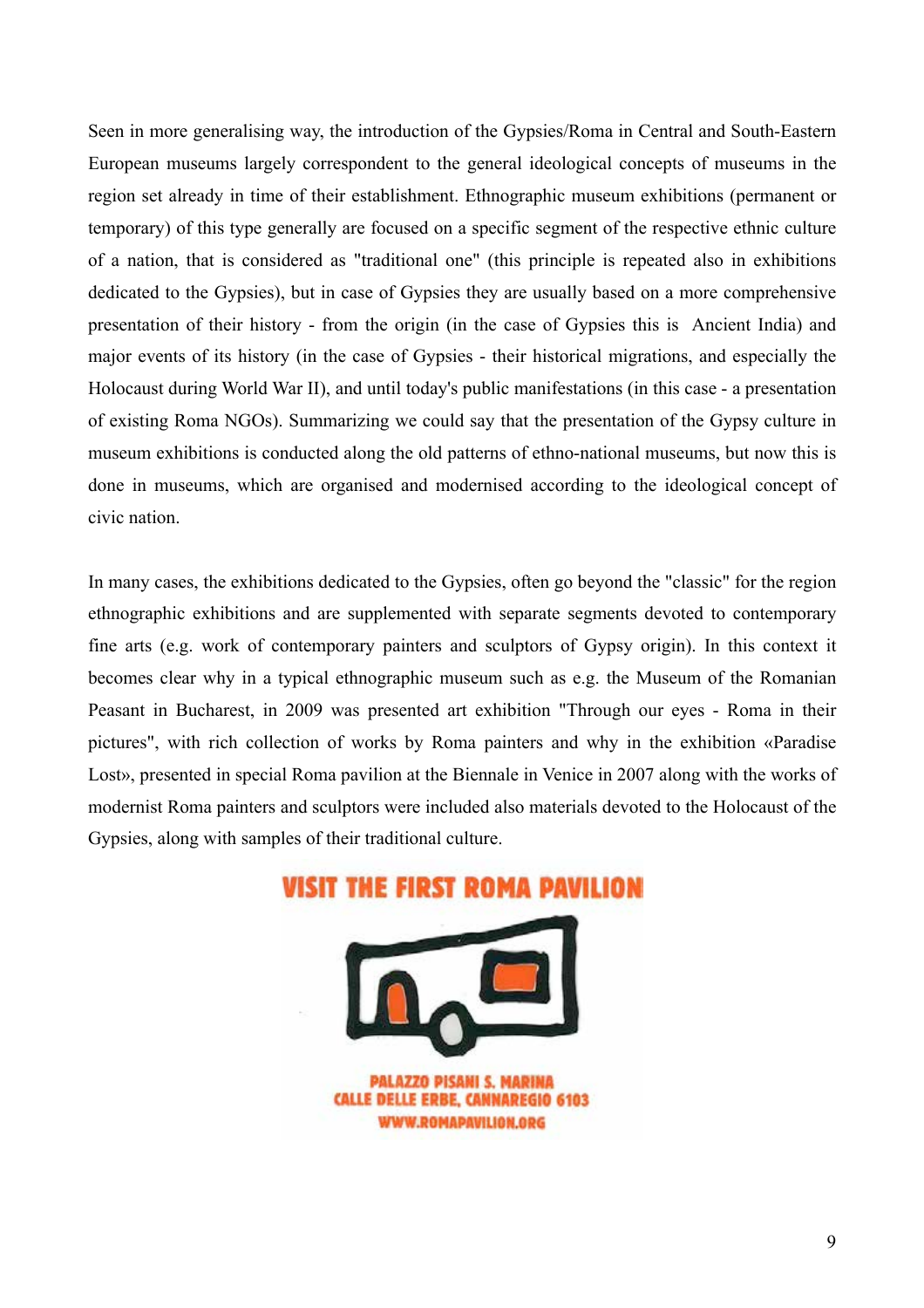Seen in more generalising way, the introduction of the Gypsies/Roma in Central and South-Eastern European museums largely correspondent to the general ideological concepts of museums in the region set already in time of their establishment. Ethnographic museum exhibitions (permanent or temporary) of this type generally are focused on a specific segment of the respective ethnic culture of a nation, that is considered as "traditional one" (this principle is repeated also in exhibitions dedicated to the Gypsies), but in case of Gypsies they are usually based on a more comprehensive presentation of their history - from the origin (in the case of Gypsies this is  Ancient India) and major events of its history (in the case of Gypsies - their historical migrations, and especially the Holocaust during World War II), and until today's public manifestations (in this case - a presentation of existing Roma NGOs). Summarizing we could say that the presentation of the Gypsy culture in museum exhibitions is conducted along the old patterns of ethno-national museums, but now this is done in museums, which are organised and modernised according to the ideological concept of civic nation.

In many cases, the exhibitions dedicated to the Gypsies, often go beyond the "classic" for the region ethnographic exhibitions and are supplemented with separate segments devoted to contemporary fine arts (e.g. work of contemporary painters and sculptors of Gypsy origin). In this context it becomes clear why in a typical ethnographic museum such as e.g. the Museum of the Romanian Peasant in Bucharest, in 2009 was presented art exhibition "Through our eyes - Roma in their pictures", with rich collection of works by Roma painters and why in the exhibition «Paradise Lost», presented in special Roma pavilion at the Biennale in Venice in 2007 along with the works of modernist Roma painters and sculptors were included also materials devoted to the Holocaust of the Gypsies, along with samples of their traditional culture.

VISIT THE FIRST ROMA PAVILION

PALAZZO PISANI S. MARINA
CALLE DELLE ERBE, CANNAREGIO 6103
WWW.ROMAPAVILION.ORG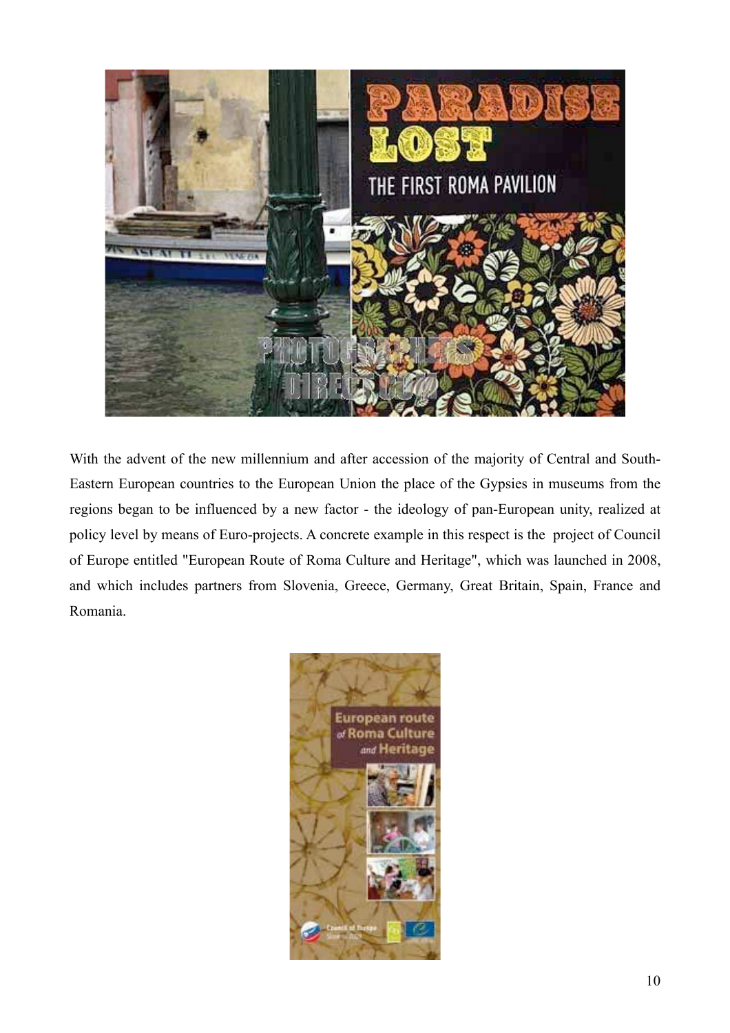With the advent of the new millennium and after accession of the majority of Central and South-Eastern European countries to the European Union the place of the Gypsies in museums from the regions began to be influenced by a new factor - the ideology of pan-European unity, realized at policy level by means of Euro-projects. A concrete example in this respect is the project of Council of Europe entitled "European Route of Roma Culture and Heritage", which was launched in 2008, and which includes partners from Slovenia, Greece, Germany, Great Britain, Spain, France and Romania.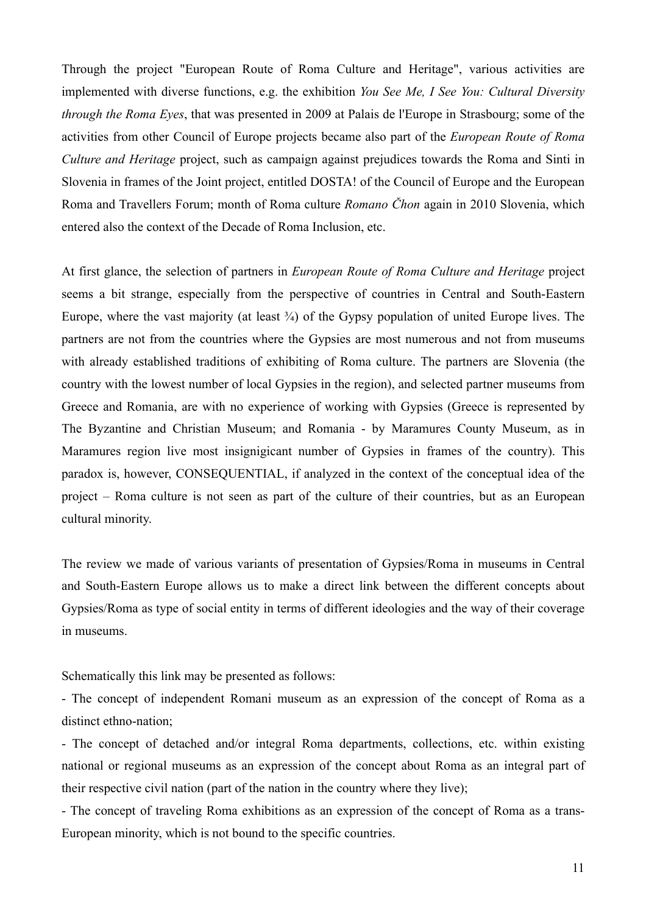Through the project "European Route of Roma Culture and Heritage", various activities are implemented with diverse functions, e.g. the exhibition *You See Me, I See You: Cultural Diversity through the Roma Eyes*, that was presented in 2009 at Palais de l'Europe in Strasbourg; some of the activities from other Council of Europe projects became also part of the *European Route of Roma Culture and Heritage* project, such as campaign against prejudices towards the Roma and Sinti in Slovenia in frames of the Joint project, entitled DOSTA! of the Council of Europe and the European Roma and Travellers Forum; month of Roma culture *Romano Čhon* again in 2010 Slovenia, which entered also the context of the Decade of Roma Inclusion, etc.

At first glance, the selection of partners in *European Route of Roma Culture and Heritage* project seems a bit strange, especially from the perspective of countries in Central and South-Eastern Europe, where the vast majority (at least ¾) of the Gypsy population of united Europe lives. The partners are not from the countries where the Gypsies are most numerous and not from museums with already established traditions of exhibiting of Roma culture. The partners are Slovenia (the country with the lowest number of local Gypsies in the region), and selected partner museums from Greece and Romania, are with no experience of working with Gypsies (Greece is represented by The Byzantine and Christian Museum; and Romania - by Maramures County Museum, as in Maramures region live most insignigicant number of Gypsies in frames of the country). This paradox is, however, CONSEQUENTIAL, if analyzed in the context of the conceptual idea of the project – Roma culture is not seen as part of the culture of their countries, but as an European cultural minority.

The review we made of various variants of presentation of Gypsies/Roma in museums in Central and South-Eastern Europe allows us to make a direct link between the different concepts about Gypsies/Roma as type of social entity in terms of different ideologies and the way of their coverage in museums.

Schematically this link may be presented as follows:

- The concept of independent Romani museum as an expression of the concept of Roma as a distinct ethno-nation;
- The concept of detached and/or integral Roma departments, collections, etc. within existing national or regional museums as an expression of the concept about Roma as an integral part of their respective civil nation (part of the nation in the country where they live);
- The concept of traveling Roma exhibitions as an expression of the concept of Roma as a trans-European minority, which is not bound to the specific countries.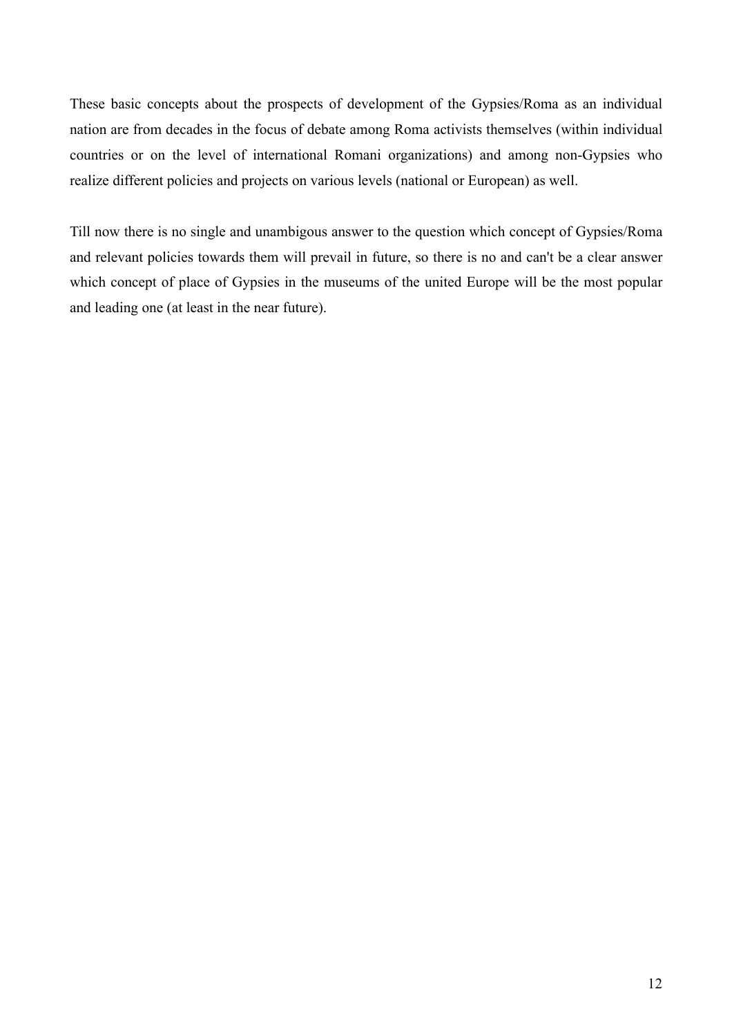These basic concepts about the prospects of development of the Gypsies/Roma as an individual nation are from decades in the focus of debate among Roma activists themselves (within individual countries or on the level of international Romani organizations) and among non-Gypsies who realize different policies and projects on various levels (national or European) as well.

Till now there is no single and unambigous answer to the question which concept of Gypsies/Roma and relevant policies towards them will prevail in future, so there is no and can't be a clear answer which concept of place of Gypsies in the museums of the united Europe will be the most popular and leading one (at least in the near future).